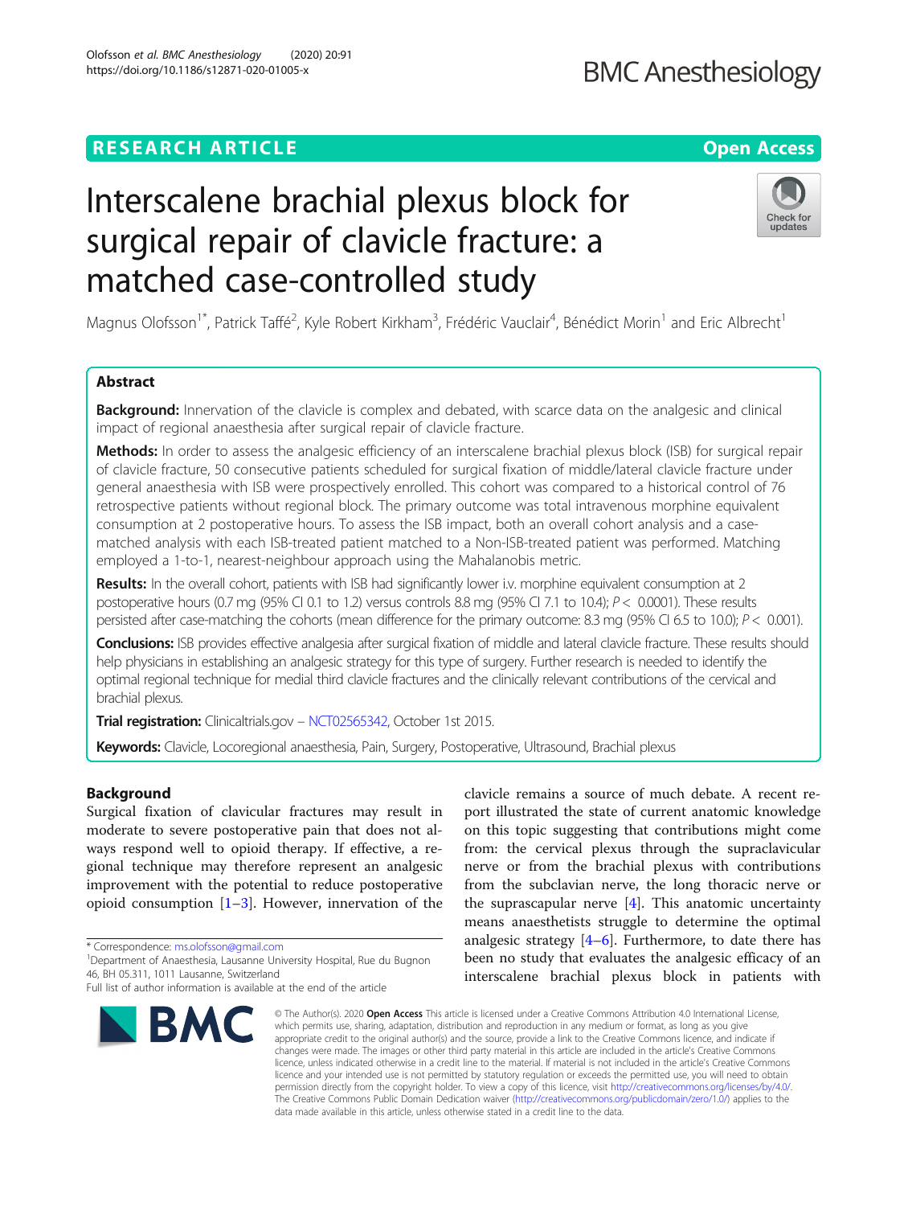RESEARCH ARTICLE

Open Access

# Interscalene brachial plexus block for surgical repair of clavicle fracture: a matched case-controlled study

Magnus Olofsson[1*], Patrick Taffé[2], Kyle Robert Kirkham[3], Frédéric Vauclair[4], Bénédict Morin[1] and Eric Albrecht[1]

## Abstract

**Background:** Innervation of the clavicle is complex and debated, with scarce data on the analgesic and clinical impact of regional anaesthesia after surgical repair of clavicle fracture.

**Methods:** In order to assess the analgesic efficiency of an interscalene brachial plexus block (ISB) for surgical repair of clavicle fracture, 50 consecutive patients scheduled for surgical fixation of middle/lateral clavicle fracture under general anaesthesia with ISB were prospectively enrolled. This cohort was compared to a historical control of 76 retrospective patients without regional block. The primary outcome was total intravenous morphine equivalent consumption at 2 postoperative hours. To assess the ISB impact, both an overall cohort analysis and a case-matched analysis with each ISB-treated patient matched to a Non-ISB-treated patient was performed. Matching employed a 1-to-1, nearest-neighbour approach using the Mahalanobis metric.

**Results:** In the overall cohort, patients with ISB had significantly lower i.v. morphine equivalent consumption at 2 postoperative hours (0.7 mg (95% CI 0.1 to 1.2) versus controls 8.8 mg (95% CI 7.1 to 10.4); $P < 0.0001$). These results persisted after case-matching the cohorts (mean difference for the primary outcome: 8.3 mg (95% CI 6.5 to 10.0); $P < 0.001$).

**Conclusions:** ISB provides effective analgesia after surgical fixation of middle and lateral clavicle fracture. These results should help physicians in establishing an analgesic strategy for this type of surgery. Further research is needed to identify the optimal regional technique for medial third clavicle fractures and the clinically relevant contributions of the cervical and brachial plexus.

**Trial registration:** Clinicaltrials.gov – NCT02565342, October 1st 2015.

**Keywords:** Clavicle, Locoregional anaesthesia, Pain, Surgery, Postoperative, Ultrasound, Brachial plexus

## Background

Surgical fixation of clavicular fractures may result in moderate to severe postoperative pain that does not always respond well to opioid therapy. If effective, a regional technique may therefore represent an analgesic improvement with the potential to reduce postoperative opioid consumption [1–3]. However, innervation of the clavicle remains a source of much debate. A recent report illustrated the state of current anatomic knowledge on this topic suggesting that contributions might come from: the cervical plexus through the supraclavicular nerve or from the brachial plexus with contributions from the subclavian nerve, the long thoracic nerve or the suprascapular nerve [4]. This anatomic uncertainty means anaesthetists struggle to determine the optimal analgesic strategy [4–6]. Furthermore, to date there has been no study that evaluates the analgesic efficacy of an interscalene brachial plexus block in patients with

* Correspondence: ms.olofsson@gmail.com
[1]Department of Anaesthesia, Lausanne University Hospital, Rue du Bugnon 46, BH 05.311, 1011 Lausanne, Switzerland
Full list of author information is available at the end of the article

© The Author(s). 2020 **Open Access** This article is licensed under a Creative Commons Attribution 4.0 International License, which permits use, sharing, adaptation, distribution and reproduction in any medium or format, as long as you give appropriate credit to the original author(s) and the source, provide a link to the Creative Commons licence, and indicate if changes were made. The images or other third party material in this article are included in the article's Creative Commons licence, unless indicated otherwise in a credit line to the material. If material is not included in the article's Creative Commons licence and your intended use is not permitted by statutory regulation or exceeds the permitted use, you will need to obtain permission directly from the copyright holder. To view a copy of this licence, visit http://creativecommons.org/licenses/by/4.0/. The Creative Commons Public Domain Dedication waiver (http://creativecommons.org/publicdomain/zero/1.0/) applies to the data made available in this article, unless otherwise stated in a credit line to the data.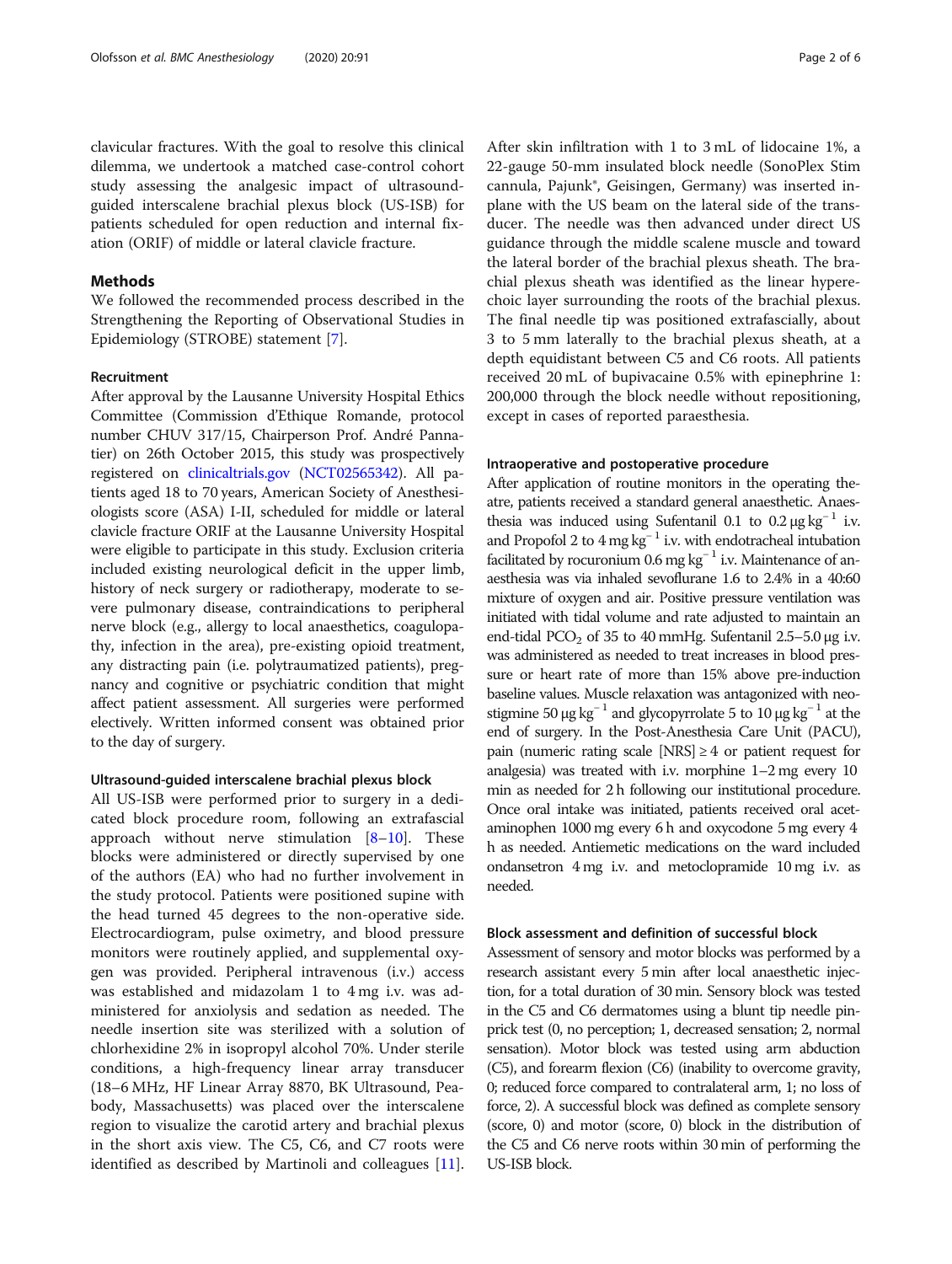clavicular fractures. With the goal to resolve this clinical dilemma, we undertook a matched case-control cohort study assessing the analgesic impact of ultrasound-guided interscalene brachial plexus block (US-ISB) for patients scheduled for open reduction and internal fixation (ORIF) of middle or lateral clavicle fracture.

## Methods

We followed the recommended process described in the Strengthening the Reporting of Observational Studies in Epidemiology (STROBE) statement [7].

### Recruitment

After approval by the Lausanne University Hospital Ethics Committee (Commission d'Ethique Romande, protocol number CHUV 317/15, Chairperson Prof. André Pannatier) on 26th October 2015, this study was prospectively registered on clinicaltrials.gov (NCT02565342). All patients aged 18 to 70 years, American Society of Anesthesiologists score (ASA) I-II, scheduled for middle or lateral clavicle fracture ORIF at the Lausanne University Hospital were eligible to participate in this study. Exclusion criteria included existing neurological deficit in the upper limb, history of neck surgery or radiotherapy, moderate to severe pulmonary disease, contraindications to peripheral nerve block (e.g., allergy to local anaesthetics, coagulopathy, infection in the area), pre-existing opioid treatment, any distracting pain (i.e. polytraumatized patients), pregnancy and cognitive or psychiatric condition that might affect patient assessment. All surgeries were performed electively. Written informed consent was obtained prior to the day of surgery.

### Ultrasound-guided interscalene brachial plexus block

All US-ISB were performed prior to surgery in a dedicated block procedure room, following an extrafascial approach without nerve stimulation [8–10]. These blocks were administered or directly supervised by one of the authors (EA) who had no further involvement in the study protocol. Patients were positioned supine with the head turned 45 degrees to the non-operative side. Electrocardiogram, pulse oximetry, and blood pressure monitors were routinely applied, and supplemental oxygen was provided. Peripheral intravenous (i.v.) access was established and midazolam 1 to 4 mg i.v. was administered for anxiolysis and sedation as needed. The needle insertion site was sterilized with a solution of chlorhexidine 2% in isopropyl alcohol 70%. Under sterile conditions, a high-frequency linear array transducer (18–6 MHz, HF Linear Array 8870, BK Ultrasound, Peabody, Massachusetts) was placed over the interscalene region to visualize the carotid artery and brachial plexus in the short axis view. The C5, C6, and C7 roots were identified as described by Martinoli and colleagues [11]. After skin infiltration with 1 to 3 mL of lidocaine 1%, a 22-gauge 50-mm insulated block needle (SonoPlex Stim cannula, Pajunk®, Geisingen, Germany) was inserted in-plane with the US beam on the lateral side of the transducer. The needle was then advanced under direct US guidance through the middle scalene muscle and toward the lateral border of the brachial plexus sheath. The brachial plexus sheath was identified as the linear hyperechoic layer surrounding the roots of the brachial plexus. The final needle tip was positioned extrafascially, about 3 to 5 mm laterally to the brachial plexus sheath, at a depth equidistant between C5 and C6 roots. All patients received 20 mL of bupivacaine 0.5% with epinephrine 1: 200,000 through the block needle without repositioning, except in cases of reported paraesthesia.

### Intraoperative and postoperative procedure

After application of routine monitors in the operating theatre, patients received a standard general anaesthetic. Anaesthesia was induced using Sufentanil 0.1 to 0.2 μg kg$^{-1}$ i.v. and Propofol 2 to 4 mg kg$^{-1}$ i.v. with endotracheal intubation facilitated by rocuronium 0.6 mg kg$^{-1}$ i.v. Maintenance of anaesthesia was via inhaled sevoflurane 1.6 to 2.4% in a 40:60 mixture of oxygen and air. Positive pressure ventilation was initiated with tidal volume and rate adjusted to maintain an end-tidal $PCO_2$ of 35 to 40 mmHg. Sufentanil 2.5–5.0 μg i.v. was administered as needed to treat increases in blood pressure or heart rate of more than 15% above pre-induction baseline values. Muscle relaxation was antagonized with neostigmine 50 μg kg$^{-1}$ and glycopyrrolate 5 to 10 μg kg$^{-1}$ at the end of surgery. In the Post-Anesthesia Care Unit (PACU), pain (numeric rating scale [NRS] ≥ 4 or patient request for analgesia) was treated with i.v. morphine 1–2 mg every 10 min as needed for 2 h following our institutional procedure. Once oral intake was initiated, patients received oral acetaminophen 1000 mg every 6 h and oxycodone 5 mg every 4 h as needed. Antiemetic medications on the ward included ondansetron 4 mg i.v. and metoclopramide 10 mg i.v. as needed.

### Block assessment and definition of successful block

Assessment of sensory and motor blocks was performed by a research assistant every 5 min after local anaesthetic injection, for a total duration of 30 min. Sensory block was tested in the C5 and C6 dermatomes using a blunt tip needle pinprick test (0, no perception; 1, decreased sensation; 2, normal sensation). Motor block was tested using arm abduction (C5), and forearm flexion (C6) (inability to overcome gravity, 0; reduced force compared to contralateral arm, 1; no loss of force, 2). A successful block was defined as complete sensory (score, 0) and motor (score, 0) block in the distribution of the C5 and C6 nerve roots within 30 min of performing the US-ISB block.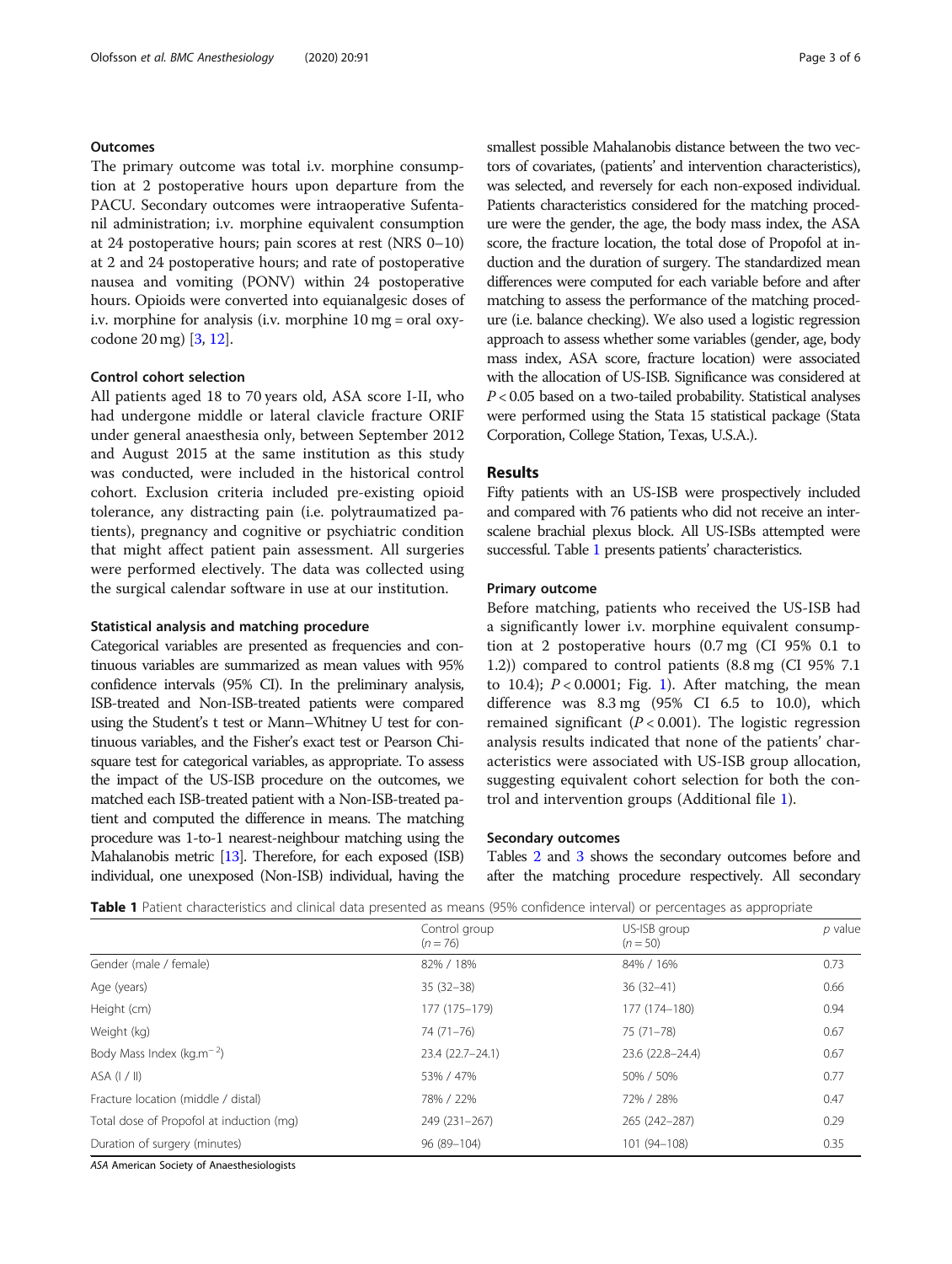### Outcomes

The primary outcome was total i.v. morphine consumption at 2 postoperative hours upon departure from the PACU. Secondary outcomes were intraoperative Sufentanil administration; i.v. morphine equivalent consumption at 24 postoperative hours; pain scores at rest (NRS 0–10) at 2 and 24 postoperative hours; and rate of postoperative nausea and vomiting (PONV) within 24 postoperative hours. Opioids were converted into equianalgesic doses of i.v. morphine for analysis (i.v. morphine 10 mg = oral oxycodone 20 mg) [3, 12].

### Control cohort selection

All patients aged 18 to 70 years old, ASA score I-II, who had undergone middle or lateral clavicle fracture ORIF under general anaesthesia only, between September 2012 and August 2015 at the same institution as this study was conducted, were included in the historical control cohort. Exclusion criteria included pre-existing opioid tolerance, any distracting pain (i.e. polytraumatized patients), pregnancy and cognitive or psychiatric condition that might affect patient pain assessment. All surgeries were performed electively. The data was collected using the surgical calendar software in use at our institution.

### Statistical analysis and matching procedure

Categorical variables are presented as frequencies and continuous variables are summarized as mean values with 95% confidence intervals (95% CI). In the preliminary analysis, ISB-treated and Non-ISB-treated patients were compared using the Student's t test or Mann–Whitney U test for continuous variables, and the Fisher's exact test or Pearson Chi-square test for categorical variables, as appropriate. To assess the impact of the US-ISB procedure on the outcomes, we matched each ISB-treated patient with a Non-ISB-treated patient and computed the difference in means. The matching procedure was 1-to-1 nearest-neighbour matching using the Mahalanobis metric [13]. Therefore, for each exposed (ISB) individual, one unexposed (Non-ISB) individual, having the smallest possible Mahalanobis distance between the two vectors of covariates, (patients' and intervention characteristics), was selected, and reversely for each non-exposed individual. Patients characteristics considered for the matching procedure were the gender, the age, the body mass index, the ASA score, the fracture location, the total dose of Propofol at induction and the duration of surgery. The standardized mean differences were computed for each variable before and after matching to assess the performance of the matching procedure (i.e. balance checking). We also used a logistic regression approach to assess whether some variables (gender, age, body mass index, ASA score, fracture location) were associated with the allocation of US-ISB. Significance was considered at $P < 0.05$ based on a two-tailed probability. Statistical analyses were performed using the Stata 15 statistical package (Stata Corporation, College Station, Texas, U.S.A.).

## Results

Fifty patients with an US-ISB were prospectively included and compared with 76 patients who did not receive an interscalene brachial plexus block. All US-ISBs attempted were successful. Table 1 presents patients' characteristics.

### Primary outcome

Before matching, patients who received the US-ISB had a significantly lower i.v. morphine equivalent consumption at 2 postoperative hours (0.7 mg (CI 95% 0.1 to 1.2)) compared to control patients (8.8 mg (CI 95% 7.1 to 10.4); $P < 0.0001$; Fig. 1). After matching, the mean difference was 8.3 mg (95% CI 6.5 to 10.0), which remained significant ($P < 0.001$). The logistic regression analysis results indicated that none of the patients' characteristics were associated with US-ISB group allocation, suggesting equivalent cohort selection for both the control and intervention groups (Additional file 1).

### Secondary outcomes

Tables 2 and 3 shows the secondary outcomes before and after the matching procedure respectively. All secondary

**Table 1** Patient characteristics and clinical data presented as means (95% confidence interval) or percentages as appropriate

| | Control group ($n = 76$) | US-ISB group ($n = 50$) | *p* value |
|---|---|---|---|
| Gender (male / female) | 82% / 18% | 84% / 16% | 0.73 |
| Age (years) | 35 (32–38) | 36 (32–41) | 0.66 |
| Height (cm) | 177 (175–179) | 177 (174–180) | 0.94 |
| Weight (kg) | 74 (71–76) | 75 (71–78) | 0.67 |
| Body Mass Index (kg.m$^{-2}$) | 23.4 (22.7–24.1) | 23.6 (22.8–24.4) | 0.67 |
| ASA (I / II) | 53% / 47% | 50% / 50% | 0.77 |
| Fracture location (middle / distal) | 78% / 22% | 72% / 28% | 0.47 |
| Total dose of Propofol at induction (mg) | 249 (231–267) | 265 (242–287) | 0.29 |
| Duration of surgery (minutes) | 96 (89–104) | 101 (94–108) | 0.35 |

*ASA* American Society of Anaesthesiologists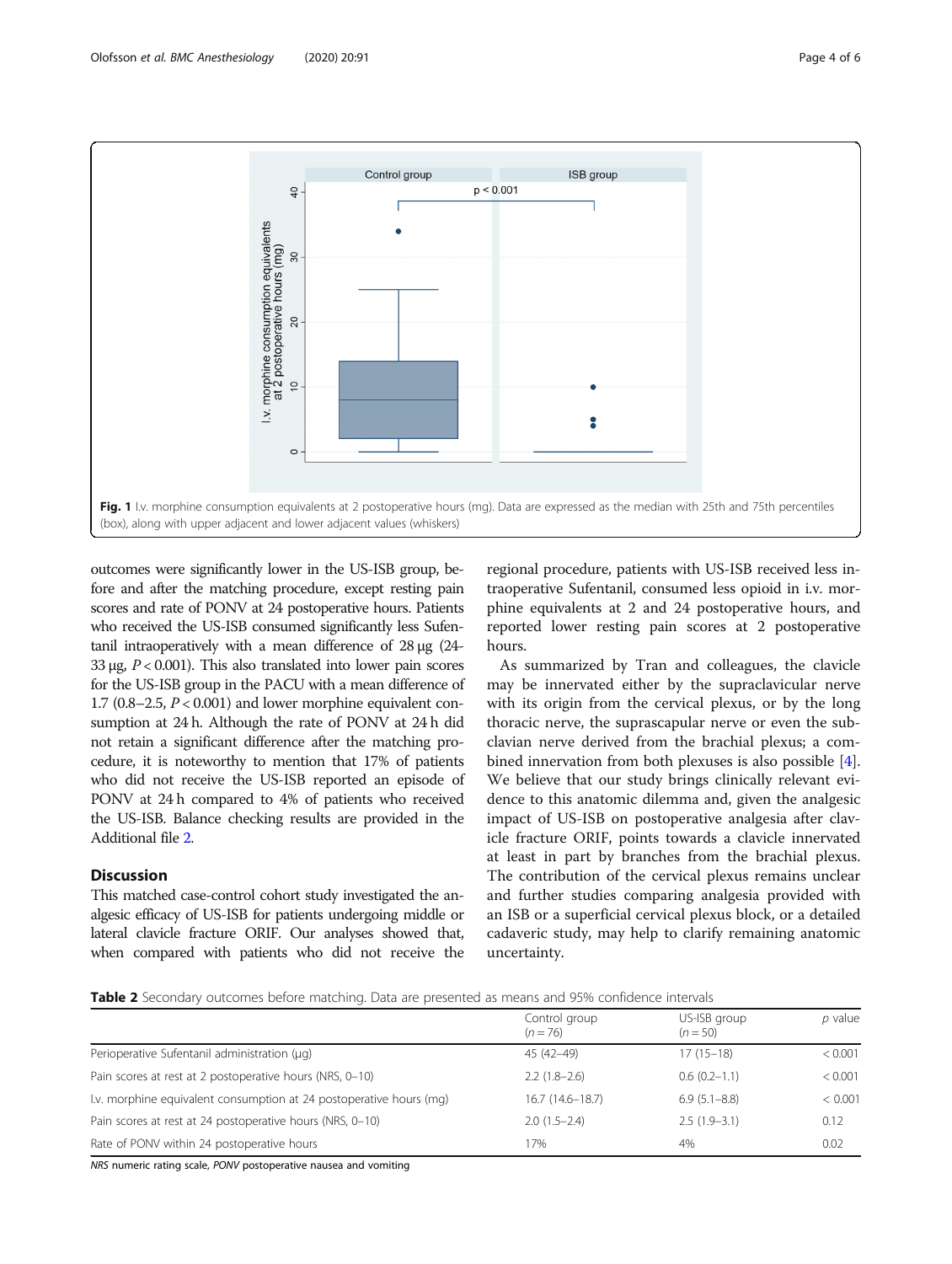Fig. 1 I.v. morphine consumption equivalents at 2 postoperative hours (mg). Data are expressed as the median with 25th and 75th percentiles (box), along with upper adjacent and lower adjacent values (whiskers)

outcomes were significantly lower in the US-ISB group, before and after the matching procedure, except resting pain scores and rate of PONV at 24 postoperative hours. Patients who received the US-ISB consumed significantly less Sufentanil intraoperatively with a mean difference of 28 μg (24-33 μg, $P < 0.001$). This also translated into lower pain scores for the US-ISB group in the PACU with a mean difference of 1.7 (0.8–2.5, $P < 0.001$) and lower morphine equivalent consumption at 24 h. Although the rate of PONV at 24 h did not retain a significant difference after the matching procedure, it is noteworthy to mention that 17% of patients who did not receive the US-ISB reported an episode of PONV at 24 h compared to 4% of patients who received the US-ISB. Balance checking results are provided in the Additional file 2.

## Discussion

This matched case-control cohort study investigated the analgesic efficacy of US-ISB for patients undergoing middle or lateral clavicle fracture ORIF. Our analyses showed that, when compared with patients who did not receive the regional procedure, patients with US-ISB received less intraoperative Sufentanil, consumed less opioid in i.v. morphine equivalents at 2 and 24 postoperative hours, and reported lower resting pain scores at 2 postoperative hours.

As summarized by Tran and colleagues, the clavicle may be innervated either by the supraclavicular nerve with its origin from the cervical plexus, or by the long thoracic nerve, the suprascapular nerve or even the subclavian nerve derived from the brachial plexus; a combined innervation from both plexuses is also possible [4]. We believe that our study brings clinically relevant evidence to this anatomic dilemma and, given the analgesic impact of US-ISB on postoperative analgesia after clavicle fracture ORIF, points towards a clavicle innervated at least in part by branches from the brachial plexus. The contribution of the cervical plexus remains unclear and further studies comparing analgesia provided with an ISB or a superficial cervical plexus block, or a detailed cadaveric study, may help to clarify remaining anatomic uncertainty.

**Table 2** Secondary outcomes before matching. Data are presented as means and 95% confidence intervals

| | Control group (*n* = 76) | US-ISB group (*n* = 50) | *p* value |
|---|---|---|---|
| Perioperative Sufentanil administration (μg) | 45 (42–49) | 17 (15–18) | < 0.001 |
| Pain scores at rest at 2 postoperative hours (NRS, 0–10) | 2.2 (1.8–2.6) | 0.6 (0.2–1.1) | < 0.001 |
| I.v. morphine equivalent consumption at 24 postoperative hours (mg) | 16.7 (14.6–18.7) | 6.9 (5.1–8.8) | < 0.001 |
| Pain scores at rest at 24 postoperative hours (NRS, 0–10) | 2.0 (1.5–2.4) | 2.5 (1.9–3.1) | 0.12 |
| Rate of PONV within 24 postoperative hours | 17% | 4% | 0.02 |

*NRS* numeric rating scale, *PONV* postoperative nausea and vomiting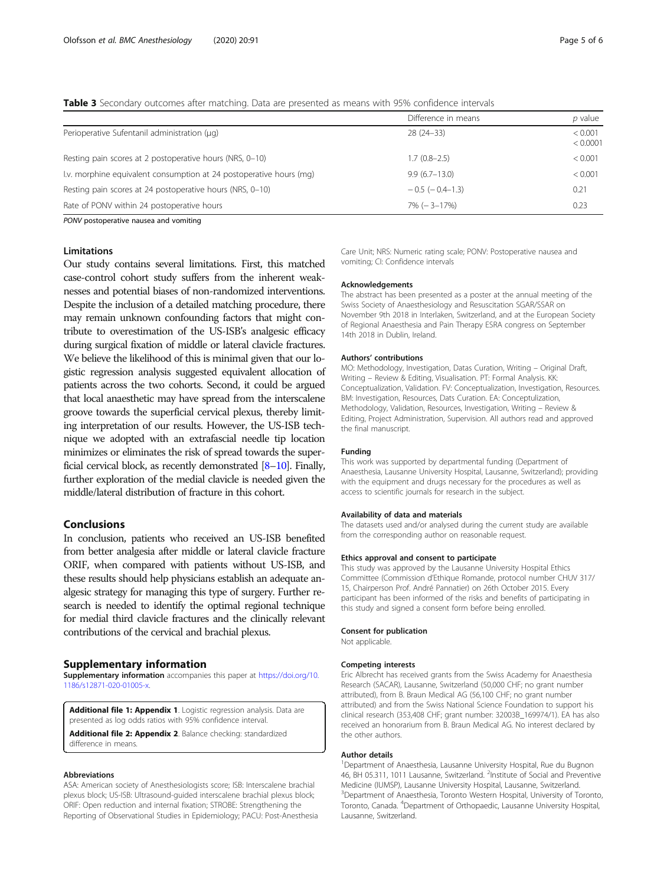**Table 3** Secondary outcomes after matching. Data are presented as means with 95% confidence intervals

| | Difference in means | *p* value |
|---|---|---|
| Perioperative Sufentanil administration (μg) | 28 (24–33) | < 0.001<br>< 0.0001 |
| Resting pain scores at 2 postoperative hours (NRS, 0–10) | 1.7 (0.8–2.5) | < 0.001 |
| I.v. morphine equivalent consumption at 24 postoperative hours (mg) | 9.9 (6.7–13.0) | < 0.001 |
| Resting pain scores at 24 postoperative hours (NRS, 0–10) | − 0.5 (− 0.4–1.3) | 0.21 |
| Rate of PONV within 24 postoperative hours | 7% (− 3–17%) | 0.23 |

*PONV* postoperative nausea and vomiting

### Limitations

Our study contains several limitations. First, this matched case-control cohort study suffers from the inherent weaknesses and potential biases of non-randomized interventions. Despite the inclusion of a detailed matching procedure, there may remain unknown confounding factors that might contribute to overestimation of the US-ISB's analgesic efficacy during surgical fixation of middle or lateral clavicle fractures. We believe the likelihood of this is minimal given that our logistic regression analysis suggested equivalent allocation of patients across the two cohorts. Second, it could be argued that local anaesthetic may have spread from the interscalene groove towards the superficial cervical plexus, thereby limiting interpretation of our results. However, the US-ISB technique we adopted with an extrafascial needle tip location minimizes or eliminates the risk of spread towards the superficial cervical block, as recently demonstrated [8–10]. Finally, further exploration of the medial clavicle is needed given the middle/lateral distribution of fracture in this cohort.

## Conclusions

In conclusion, patients who received an US-ISB benefited from better analgesia after middle or lateral clavicle fracture ORIF, when compared with patients without US-ISB, and these results should help physicians establish an adequate analgesic strategy for managing this type of surgery. Further research is needed to identify the optimal regional technique for medial third clavicle fractures and the clinically relevant contributions of the cervical and brachial plexus.

## Supplementary information

**Supplementary information** accompanies this paper at https://doi.org/10.1186/s12871-020-01005-x.

**Additional file 1: Appendix 1**. Logistic regression analysis. Data are presented as log odds ratios with 95% confidence interval.

**Additional file 2: Appendix 2**. Balance checking: standardized difference in means.

#### Abbreviations

ASA: American society of Anesthesiologists score; ISB: Interscalene brachial plexus block; US-ISB: Ultrasound-guided interscalene brachial plexus block; ORIF: Open reduction and internal fixation; STROBE: Strengthening the Reporting of Observational Studies in Epidemiology; PACU: Post-Anesthesia Care Unit; NRS: Numeric rating scale; PONV: Postoperative nausea and vomiting; CI: Confidence intervals

#### Acknowledgements

The abstract has been presented as a poster at the annual meeting of the Swiss Society of Anaesthesiology and Resuscitation SGAR/SSAR on November 9th 2018 in Interlaken, Switzerland, and at the European Society of Regional Anaesthesia and Pain Therapy ESRA congress on September 14th 2018 in Dublin, Ireland.

#### Authors' contributions

MO: Methodology, Investigation, Datas Curation, Writing – Original Draft, Writing – Review & Editing, Visualisation. PT: Formal Analysis. KK: Conceptualization, Validation. FV: Conceptualization, Investigation, Resources. BM: Investigation, Resources, Dats Curation. EA: Conceptualization, Methodology, Validation, Resources, Investigation, Writing – Review & Editing, Project Administration, Supervision. All authors read and approved the final manuscript.

#### Funding

This work was supported by departmental funding (Department of Anaesthesia, Lausanne University Hospital, Lausanne, Switzerland); providing with the equipment and drugs necessary for the procedures as well as access to scientific journals for research in the subject.

#### Availability of data and materials

The datasets used and/or analysed during the current study are available from the corresponding author on reasonable request.

#### Ethics approval and consent to participate

This study was approved by the Lausanne University Hospital Ethics Committee (Commission d'Ethique Romande, protocol number CHUV 317/15, Chairperson Prof. André Pannatier) on 26th October 2015. Every participant has been informed of the risks and benefits of participating in this study and signed a consent form before being enrolled.

#### Consent for publication

Not applicable.

#### Competing interests

Eric Albrecht has received grants from the Swiss Academy for Anaesthesia Research (SACAR), Lausanne, Switzerland (50,000 CHF; no grant number attributed), from B. Braun Medical AG (56,100 CHF; no grant number attributed) and from the Swiss National Science Foundation to support his clinical research (353,408 CHF; grant number: 32003B_169974/1). EA has also received an honorarium from B. Braun Medical AG. No interest declared by the other authors.

#### Author details

[1]Department of Anaesthesia, Lausanne University Hospital, Rue du Bugnon 46, BH 05.311, 1011 Lausanne, Switzerland. [2]Institute of Social and Preventive Medicine (IUMSP), Lausanne University Hospital, Lausanne, Switzerland. [3]Department of Anaesthesia, Toronto Western Hospital, University of Toronto, Toronto, Canada. [4]Department of Orthopaedic, Lausanne University Hospital, Lausanne, Switzerland.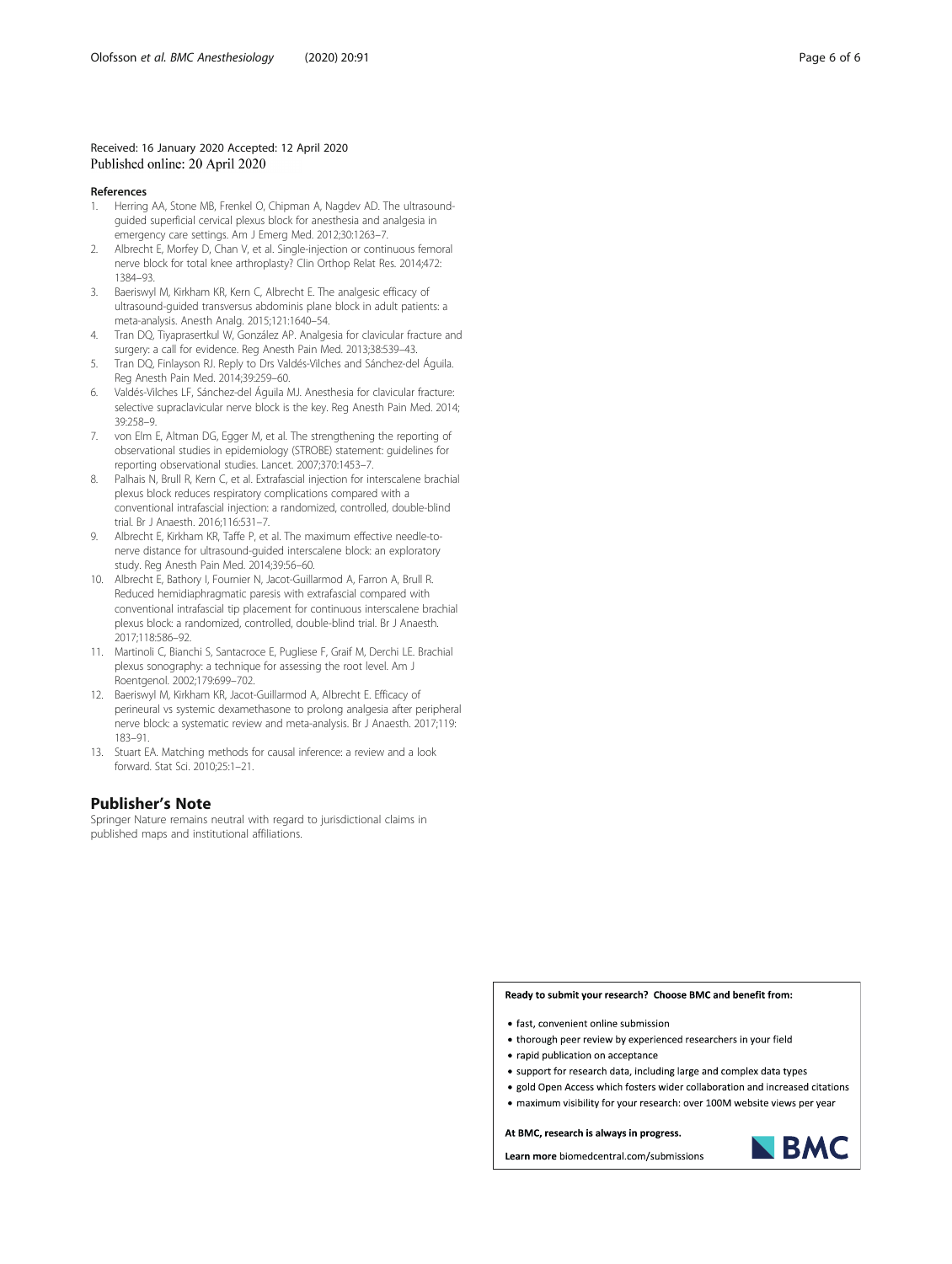Received: 16 January 2020 Accepted: 12 April 2020
Published online: 20 April 2020

#### References

1. Herring AA, Stone MB, Frenkel O, Chipman A, Nagdev AD. The ultrasound-guided superficial cervical plexus block for anesthesia and analgesia in emergency care settings. Am J Emerg Med. 2012;30:1263–7.
2. Albrecht E, Morfey D, Chan V, et al. Single-injection or continuous femoral nerve block for total knee arthroplasty? Clin Orthop Relat Res. 2014;472:1384–93.
3. Baeriswyl M, Kirkham KR, Kern C, Albrecht E. The analgesic efficacy of ultrasound-guided transversus abdominis plane block in adult patients: a meta-analysis. Anesth Analg. 2015;121:1640–54.
4. Tran DQ, Tiyaprasertkul W, González AP. Analgesia for clavicular fracture and surgery: a call for evidence. Reg Anesth Pain Med. 2013;38:539–43.
5. Tran DQ, Finlayson RJ. Reply to Drs Valdés-Vilches and Sánchez-del Águila. Reg Anesth Pain Med. 2014;39:259–60.
6. Valdés-Vilches LF, Sánchez-del Águila MJ. Anesthesia for clavicular fracture: selective supraclavicular nerve block is the key. Reg Anesth Pain Med. 2014;39:258–9.
7. von Elm E, Altman DG, Egger M, et al. The strengthening the reporting of observational studies in epidemiology (STROBE) statement: guidelines for reporting observational studies. Lancet. 2007;370:1453–7.
8. Palhais N, Brull R, Kern C, et al. Extrafascial injection for interscalene brachial plexus block reduces respiratory complications compared with a conventional intrafascial injection: a randomized, controlled, double-blind trial. Br J Anaesth. 2016;116:531–7.
9. Albrecht E, Kirkham KR, Taffe P, et al. The maximum effective needle-to-nerve distance for ultrasound-guided interscalene block: an exploratory study. Reg Anesth Pain Med. 2014;39:56–60.
10. Albrecht E, Bathory I, Fournier N, Jacot-Guillarmod A, Farron A, Brull R. Reduced hemidiaphragmatic paresis with extrafascial compared with conventional intrafascial tip placement for continuous interscalene brachial plexus block: a randomized, controlled, double-blind trial. Br J Anaesth. 2017;118:586–92.
11. Martinoli C, Bianchi S, Santacroce E, Pugliese F, Graif M, Derchi LE. Brachial plexus sonography: a technique for assessing the root level. Am J Roentgenol. 2002;179:699–702.
12. Baeriswyl M, Kirkham KR, Jacot-Guillarmod A, Albrecht E. Efficacy of perineural vs systemic dexamethasone to prolong analgesia after peripheral nerve block: a systematic review and meta-analysis. Br J Anaesth. 2017;119:183–91.
13. Stuart EA. Matching methods for causal inference: a review and a look forward. Stat Sci. 2010;25:1–21.

## Publisher's Note

Springer Nature remains neutral with regard to jurisdictional claims in published maps and institutional affiliations.

**Ready to submit your research? Choose BMC and benefit from:**

- fast, convenient online submission
- thorough peer review by experienced researchers in your field
- rapid publication on acceptance
- support for research data, including large and complex data types
- gold Open Access which fosters wider collaboration and increased citations
- maximum visibility for your research: over 100M website views per year

**At BMC, research is always in progress.**

**Learn more** biomedcentral.com/submissions

BMC